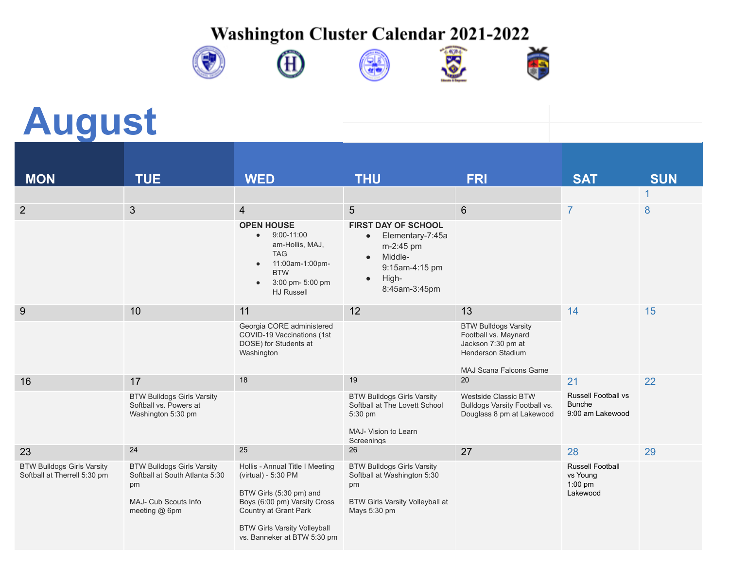# Washington Cluster Calendar 2021-2022

## August

| MON | TUE | WED | THU | FRI | SAT | SUN |
|---|---|---|---|---|---|---|
| | | | | | | 1 |
| 2 | 3 | 4<br>**OPEN HOUSE**<br>• 9:00-11:00 am-Hollis, MAJ, TAG<br>• 11:00am-1:00pm-BTW<br>• 3:00 pm- 5:00 pm HJ Russell | 5<br>**FIRST DAY OF SCHOOL**<br>• Elementary-7:45am-2:45 pm<br>• Middle-9:15am-4:15 pm<br>• High-8:45am-3:45pm | 6 | 7 | 8 |
| 9 | 10 | 11<br>Georgia CORE administered COVID-19 Vaccinations (1st DOSE) for Students at Washington | 12 | 13<br>BTW Bulldogs Varsity Football vs. Maynard Jackson 7:30 pm at Henderson Stadium<br><br>MAJ Scana Falcons Game | 14 | 15 |
| 16 | 17<br>BTW Bulldogs Girls Varsity Softball vs. Powers at Washington 5:30 pm | 18 | 19<br>BTW Bulldogs Girls Varsity Softball at The Lovett School 5:30 pm<br><br>MAJ- Vision to Learn Screenings | 20<br>Westside Classic BTW Bulldogs Varsity Football vs. Douglass 8 pm at Lakewood | 21<br>Russell Football vs Bunche 9:00 am Lakewood | 22 |
| 23<br>BTW Bulldogs Girls Varsity Softball at Therrell 5:30 pm | 24<br>BTW Bulldogs Girls Varsity Softball at South Atlanta 5:30 pm<br><br>MAJ- Cub Scouts Info meeting @ 6pm | 25<br>Hollis - Annual Title I Meeting (virtual) - 5:30 PM<br><br>BTW Girls (5:30 pm) and Boys (6:00 pm) Varsity Cross Country at Grant Park<br><br>BTW Girls Varsity Volleyball vs. Banneker at BTW 5:30 pm | 26<br>BTW Bulldogs Girls Varsity Softball at Washington 5:30 pm<br><br>BTW Girls Varsity Volleyball at Mays 5:30 pm | 27 | 28<br>Russell Football vs Young 1:00 pm Lakewood | 29 |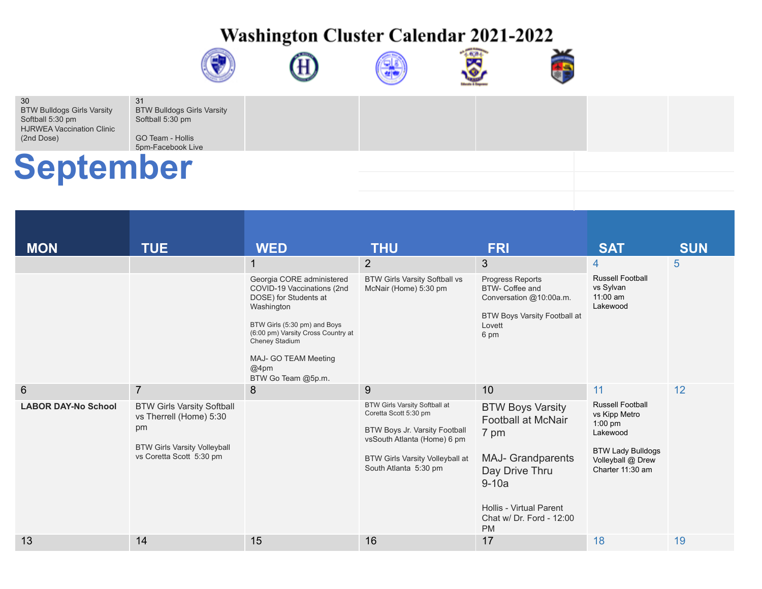# Washington Cluster Calendar 2021-2022

| | | | | | | |
|---|---|---|---|---|---|---|
| 30<br>BTW Bulldogs Girls Varsity Softball 5:30 pm<br>HJRWEA Vaccination Clinic (2nd Dose) | 31<br>BTW Bulldogs Girls Varsity Softball 5:30 pm<br><br>GO Team - Hollis 5pm-Facebook Live | | | | | |

# September

| MON | TUE | WED | THU | FRI | SAT | SUN |
|---|---|---|---|---|---|---|
| | | 1 | 2 | 3 | 4 | 5 |
| | | Georgia CORE administered COVID-19 Vaccinations (2nd DOSE) for Students at Washington<br><br>BTW Girls (5:30 pm) and Boys (6:00 pm) Varsity Cross Country at Cheney Stadium<br><br>MAJ- GO TEAM Meeting @4pm<br>BTW Go Team @5p.m. | BTW Girls Varsity Softball vs McNair (Home) 5:30 pm | Progress Reports<br>BTW- Coffee and Conversation @10:00a.m.<br><br>BTW Boys Varsity Football at Lovett<br>6 pm | Russell Football vs Sylvan<br>11:00 am<br>Lakewood | |
| 6 | 7 | 8 | 9 | 10 | 11 | 12 |
| **LABOR DAY-No School** | BTW Girls Varsity Softball vs Therrell (Home) 5:30 pm<br><br>BTW Girls Varsity Volleyball vs Coretta Scott 5:30 pm | | BTW Girls Varsity Softball at Coretta Scott 5:30 pm<br><br>BTW Boys Jr. Varsity Football vsSouth Atlanta (Home) 6 pm<br><br>BTW Girls Varsity Volleyball at South Atlanta 5:30 pm | BTW Boys Varsity Football at McNair<br>7 pm<br><br>MAJ- Grandparents Day Drive Thru<br>9-10a<br><br>Hollis - Virtual Parent Chat w/ Dr. Ford - 12:00 PM | Russell Football vs Kipp Metro<br>1:00 pm<br>Lakewood<br><br>BTW Lady Bulldogs Volleyball @ Drew Charter 11:30 am | |
| 13 | 14 | 15 | 16 | 17 | 18 | 19 |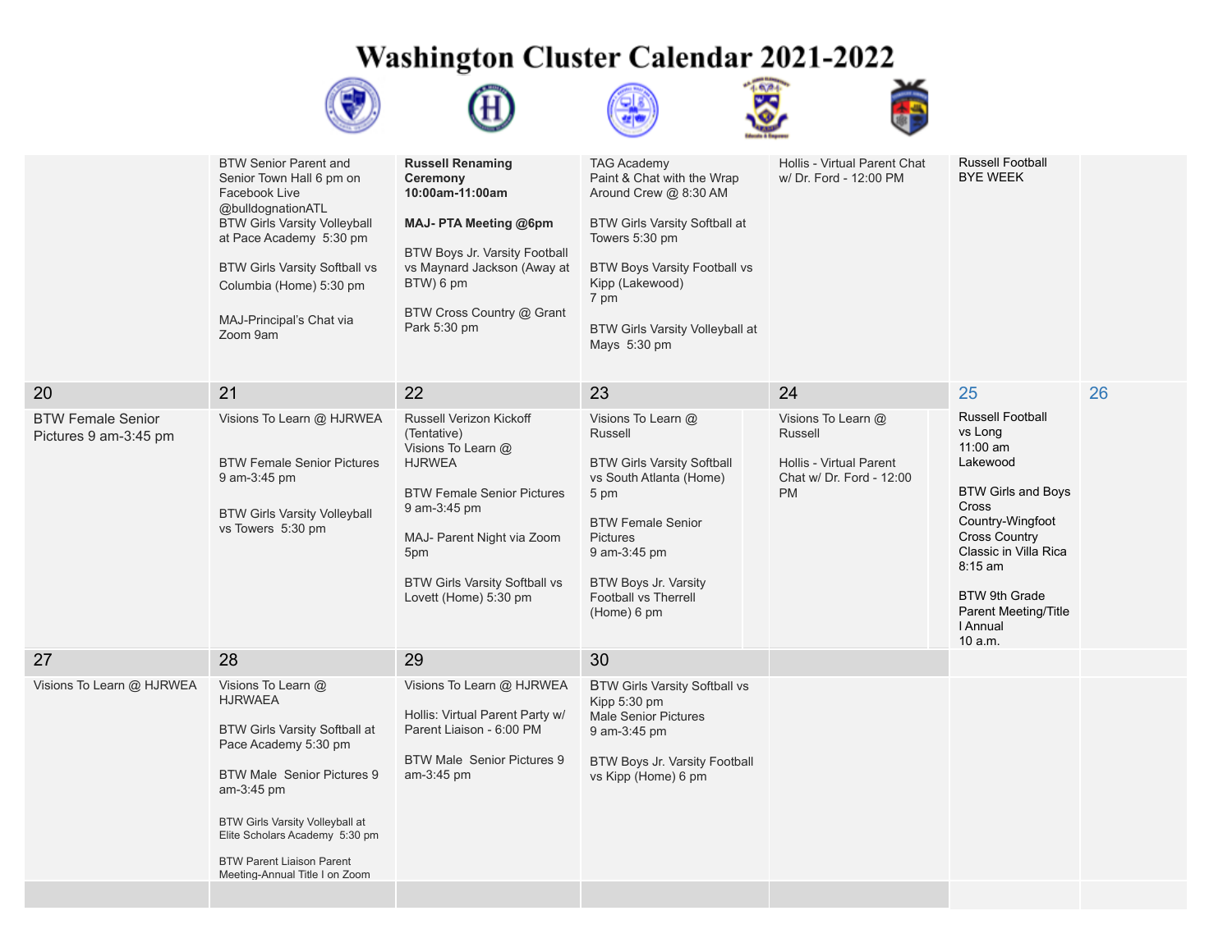# Washington Cluster Calendar 2021-2022

| | | | | | | |
|---|---|---|---|---|---|---|
| | BTW Senior Parent and Senior Town Hall 6 pm on Facebook Live @bulldognationATL<br>BTW Girls Varsity Volleyball at Pace Academy 5:30 pm<br><br>BTW Girls Varsity Softball vs Columbia (Home) 5:30 pm<br><br>MAJ-Principal's Chat via Zoom 9am | **Russell Renaming Ceremony 10:00am-11:00am**<br><br>**MAJ- PTA Meeting @6pm**<br><br>BTW Boys Jr. Varsity Football vs Maynard Jackson (Away at BTW) 6 pm<br><br>BTW Cross Country @ Grant Park 5:30 pm | TAG Academy Paint & Chat with the Wrap Around Crew @ 8:30 AM<br><br>BTW Girls Varsity Softball at Towers 5:30 pm<br><br>BTW Boys Varsity Football vs Kipp (Lakewood) 7 pm<br><br>BTW Girls Varsity Volleyball at Mays 5:30 pm | Hollis - Virtual Parent Chat w/ Dr. Ford - 12:00 PM | Russell Football BYE WEEK | |
| 20 | 21 | 22 | 23 | 24 | 25 | 26 |
| BTW Female Senior Pictures 9 am-3:45 pm | Visions To Learn @ HJRWEA<br><br>BTW Female Senior Pictures 9 am-3:45 pm<br><br>BTW Girls Varsity Volleyball vs Towers 5:30 pm | Russell Verizon Kickoff (Tentative)<br>Visions To Learn @ HJRWEA<br><br>BTW Female Senior Pictures 9 am-3:45 pm<br><br>MAJ- Parent Night via Zoom 5pm<br><br>BTW Girls Varsity Softball vs Lovett (Home) 5:30 pm | Visions To Learn @ Russell<br><br>BTW Girls Varsity Softball vs South Atlanta (Home) 5 pm<br><br>BTW Female Senior Pictures 9 am-3:45 pm<br><br>BTW Boys Jr. Varsity Football vs Therrell (Home) 6 pm | Visions To Learn @ Russell<br><br>Hollis - Virtual Parent Chat w/ Dr. Ford - 12:00 PM | Russell Football vs Long 11:00 am Lakewood<br><br>BTW Girls and Boys Cross Country-Wingfoot Cross Country Classic in Villa Rica 8:15 am<br><br>BTW 9th Grade Parent Meeting/Title I Annual 10 a.m. | |
| 27 | 28 | 29 | 30 | | | |
| Visions To Learn @ HJRWEA | Visions To Learn @ HJRWAEA<br><br>BTW Girls Varsity Softball at Pace Academy 5:30 pm<br><br>BTW Male Senior Pictures 9 am-3:45 pm<br><br>BTW Girls Varsity Volleyball at Elite Scholars Academy 5:30 pm<br><br>BTW Parent Liaison Parent Meeting-Annual Title I on Zoom | Visions To Learn @ HJRWEA<br><br>Hollis: Virtual Parent Party w/ Parent Liaison - 6:00 PM<br><br>BTW Male Senior Pictures 9 am-3:45 pm | BTW Girls Varsity Softball vs Kipp 5:30 pm<br>Male Senior Pictures 9 am-3:45 pm<br><br>BTW Boys Jr. Varsity Football vs Kipp (Home) 6 pm | | | |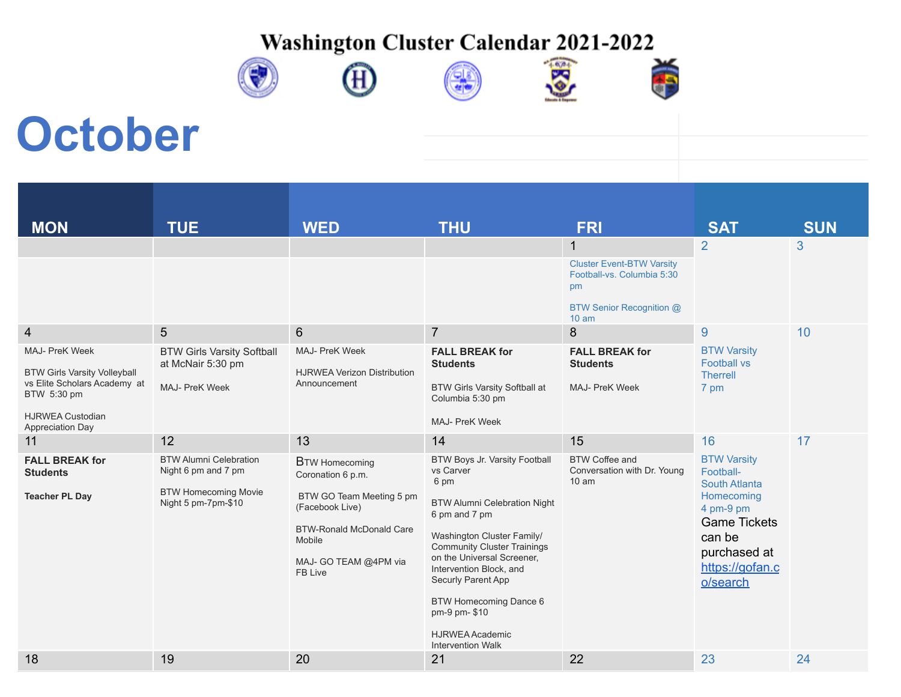# Washington Cluster Calendar 2021-2022

# October

| MON | TUE | WED | THU | FRI | SAT | SUN |
|---|---|---|---|---|---|---|
| | | | | 1<br>Cluster Event-BTW Varsity Football-vs. Columbia 5:30 pm<br><br>BTW Senior Recognition @ 10 am | 2 | 3 |
| 4<br>MAJ- PreK Week<br><br>BTW Girls Varsity Volleyball vs Elite Scholars Academy at BTW 5:30 pm<br><br>HJRWEA Custodian Appreciation Day | 5<br>BTW Girls Varsity Softball at McNair 5:30 pm<br><br>MAJ- PreK Week | 6<br>MAJ- PreK Week<br><br>HJRWEA Verizon Distribution Announcement | 7<br>**FALL BREAK for Students**<br><br>BTW Girls Varsity Softball at Columbia 5:30 pm<br><br>MAJ- PreK Week | 8<br>**FALL BREAK for Students**<br><br>MAJ- PreK Week | 9<br>BTW Varsity Football vs Therrell 7 pm | 10 |
| 11<br>**FALL BREAK for Students**<br><br>**Teacher PL Day** | 12<br>BTW Alumni Celebration Night 6 pm and 7 pm<br><br>BTW Homecoming Movie Night 5 pm-7pm-$10 | 13<br>BTW Homecoming Coronation 6 p.m.<br><br>BTW GO Team Meeting 5 pm (Facebook Live)<br><br>BTW-Ronald McDonald Care Mobile<br><br>MAJ- GO TEAM @4PM via FB Live | 14<br>BTW Boys Jr. Varsity Football vs Carver 6 pm<br><br>BTW Alumni Celebration Night 6 pm and 7 pm<br><br>Washington Cluster Family/ Community Cluster Trainings on the Universal Screener, Intervention Block, and Securly Parent App<br><br>BTW Homecoming Dance 6 pm-9 pm- $10<br><br>HJRWEA Academic Intervention Walk | 15<br>BTW Coffee and Conversation with Dr. Young 10 am | 16<br>BTW Varsity Football- South Atlanta Homecoming 4 pm-9 pm<br>Game Tickets can be purchased at https://gofan.co/search | 17 |
| 18 | 19 | 20 | 21 | 22 | 23 | 24 |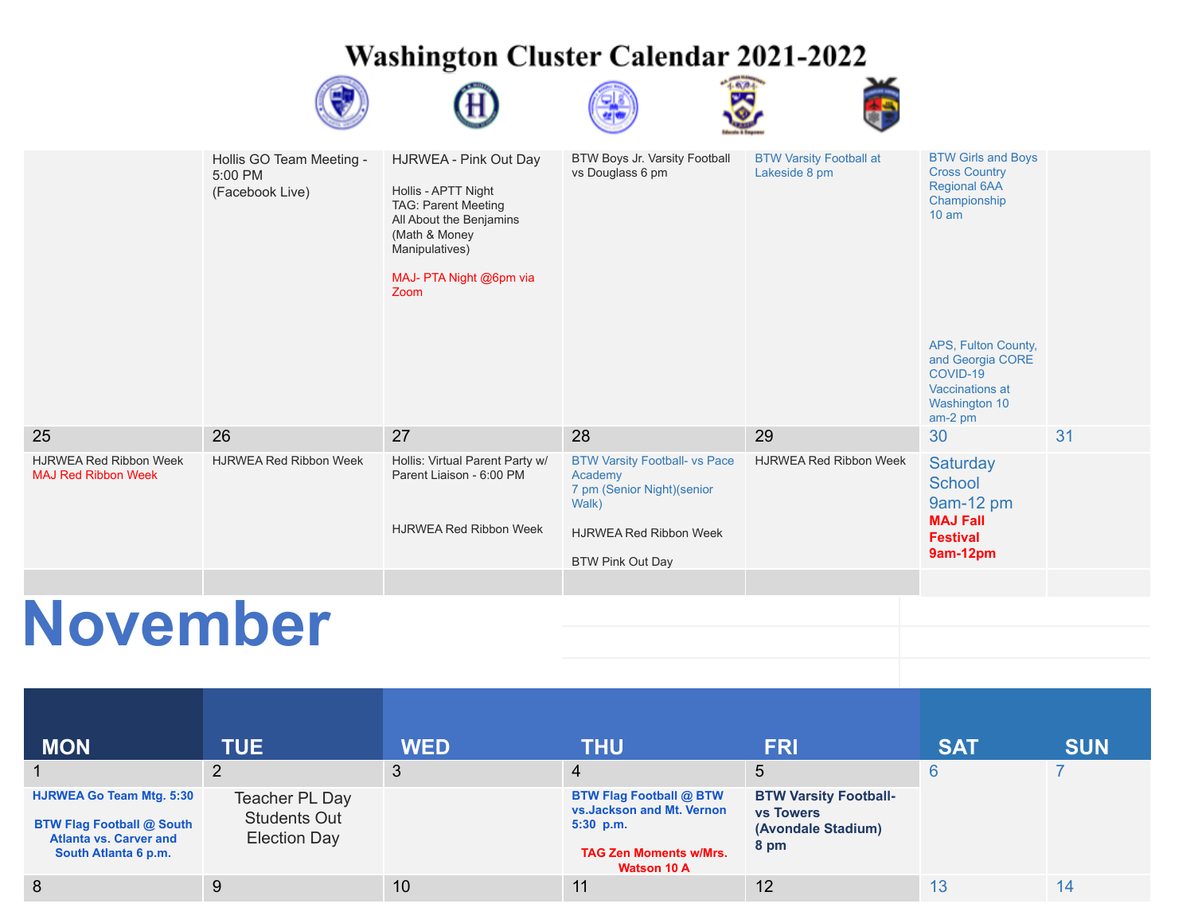# Washington Cluster Calendar 2021-2022

| | | | | | | |
|---|---|---|---|---|---|---|
| | Hollis GO Team Meeting - 5:00 PM (Facebook Live) | HJRWEA - Pink Out Day<br><br>Hollis - APTT Night<br>TAG: Parent Meeting<br>All About the Benjamins (Math & Money Manipulatives)<br><br>MAJ- PTA Night @6pm via Zoom | BTW Boys Jr. Varsity Football vs Douglass 6 pm | BTW Varsity Football at Lakeside 8 pm | BTW Girls and Boys Cross Country Regional 6AA Championship 10 am<br><br>APS, Fulton County, and Georgia CORE COVID-19 Vaccinations at Washington 10 am-2 pm | |
| 25 | 26 | 27 | 28 | 29 | 30 | 31 |
| HJRWEA Red Ribbon Week<br>MAJ Red Ribbon Week | HJRWEA Red Ribbon Week | Hollis: Virtual Parent Party w/ Parent Liaison - 6:00 PM<br><br>HJRWEA Red Ribbon Week | BTW Varsity Football- vs Pace Academy<br>7 pm (Senior Night)(senior Walk)<br><br>HJRWEA Red Ribbon Week<br><br>BTW Pink Out Day | HJRWEA Red Ribbon Week | Saturday School 9am-12 pm<br>**MAJ Fall Festival 9am-12pm** | |

# November

| MON | TUE | WED | THU | FRI | SAT | SUN |
|---|---|---|---|---|---|---|
| 1 | 2 | 3 | 4 | 5 | 6 | 7 |
| **HJRWEA Go Team Mtg. 5:30**<br><br>**BTW Flag Football @ South Atlanta vs. Carver and South Atlanta 6 p.m.** | Teacher PL Day<br>Students Out<br>Election Day | | **BTW Flag Football @ BTW vs.Jackson and Mt. Vernon 5:30 p.m.**<br><br>**TAG Zen Moments w/Mrs. Watson 10 A** | **BTW Varsity Football- vs Towers (Avondale Stadium) 8 pm** | | |
| 8 | 9 | 10 | 11 | 12 | 13 | 14 |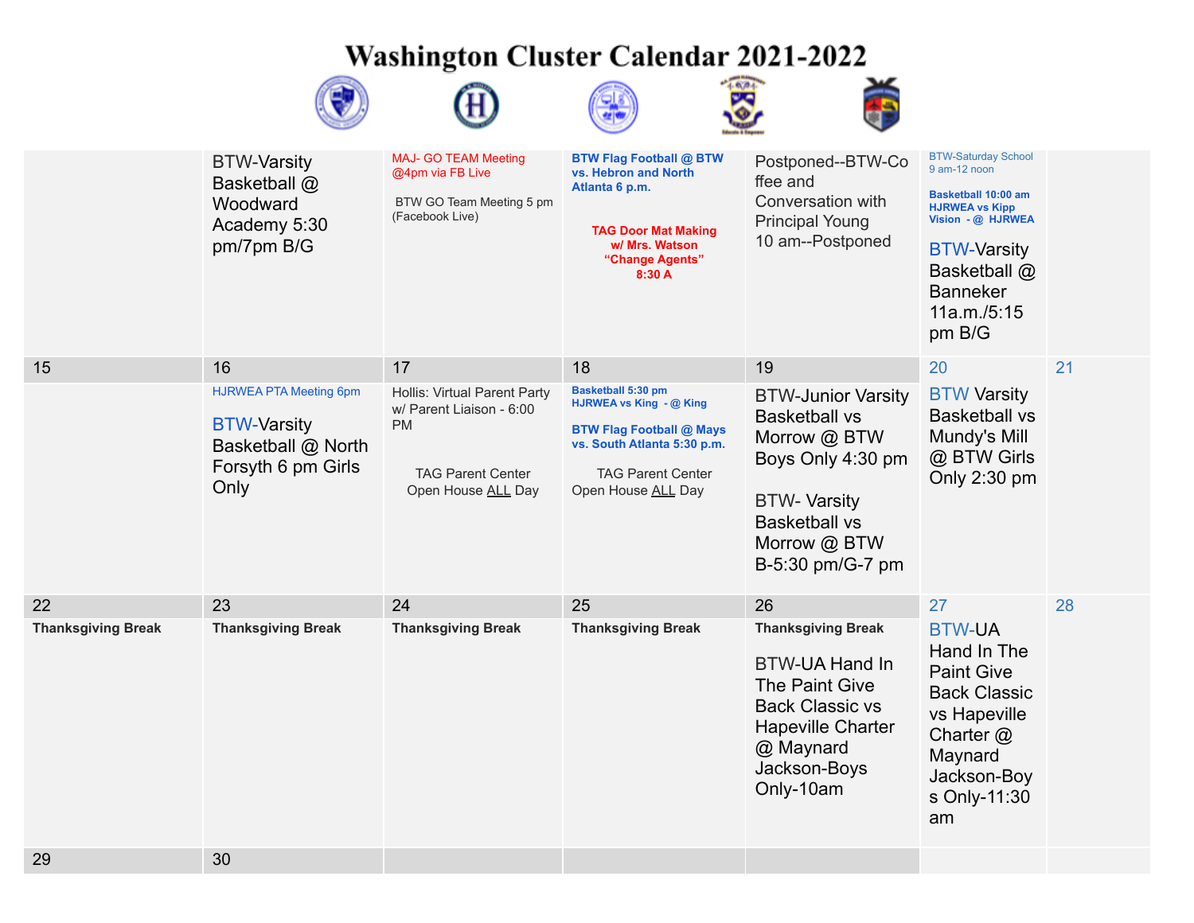# Washington Cluster Calendar 2021-2022

| | | | | | | |
|---|---|---|---|---|---|---|
| | BTW-Varsity Basketball @ Woodward Academy 5:30 pm/7pm B/G | MAJ- GO TEAM Meeting @4pm via FB Live<br><br>BTW GO Team Meeting 5 pm (Facebook Live) | **BTW Flag Football @ BTW vs. Hebron and North Atlanta 6 p.m.**<br><br>**TAG Door Mat Making w/ Mrs. Watson "Change Agents" 8:30 A** | Postponed--BTW-Coffee and Conversation with Principal Young 10 am--Postponed | BTW-Saturday School 9 am-12 noon<br><br>**Basketball 10:00 am HJRWEA vs Kipp Vision - @ HJRWEA**<br><br>BTW-Varsity Basketball @ Banneker 11a.m./5:15 pm B/G | |
| 15 | 16 | 17 | 18 | 19 | 20 | 21 |
| | HJRWEA PTA Meeting 6pm<br><br>BTW-Varsity Basketball @ North Forsyth 6 pm Girls Only | Hollis: Virtual Parent Party w/ Parent Liaison - 6:00 PM<br><br>TAG Parent Center Open House ALL Day | **Basketball 5:30 pm HJRWEA vs King - @ King**<br><br>**BTW Flag Football @ Mays vs. South Atlanta 5:30 p.m.**<br><br>TAG Parent Center Open House ALL Day | BTW-Junior Varsity Basketball vs Morrow @ BTW Boys Only 4:30 pm<br><br>BTW- Varsity Basketball vs Morrow @ BTW B-5:30 pm/G-7 pm | BTW Varsity Basketball vs Mundy's Mill @ BTW Girls Only 2:30 pm | |
| 22 | 23 | 24 | 25 | 26 | 27 | 28 |
| **Thanksgiving Break** | **Thanksgiving Break** | **Thanksgiving Break** | **Thanksgiving Break** | **Thanksgiving Break**<br><br>BTW-UA Hand In The Paint Give Back Classic vs Hapeville Charter @ Maynard Jackson-Boys Only-10am | BTW-UA Hand In The Paint Give Back Classic vs Hapeville Charter @ Maynard Jackson-Boys Only-11:30 am | |
| 29 | 30 | | | | | |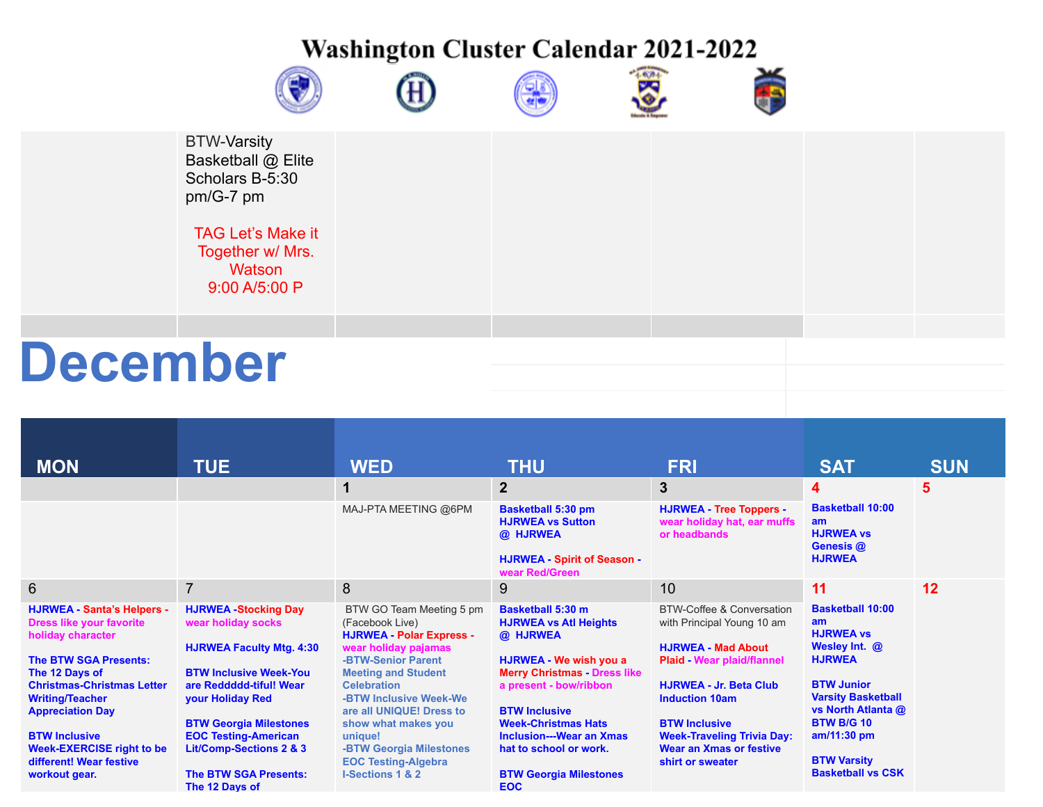# Washington Cluster Calendar 2021-2022

| | | | | | | |
|---|---|---|---|---|---|---|
| | BTW-Varsity Basketball @ Elite Scholars B-5:30 pm/G-7 pm<br><br>TAG Let's Make it Together w/ Mrs. Watson 9:00 A/5:00 P | | | | | |

# December

| MON | TUE | WED | THU | FRI | SAT | SUN |
|---|---|---|---|---|---|---|
| | | 1 | 2 | 3 | 4 | 5 |
| | | MAJ-PTA MEETING @6PM | Basketball 5:30 pm HJRWEA vs Sutton @ HJRWEA<br><br>HJRWEA - Spirit of Season - wear Red/Green | HJRWEA - Tree Toppers - wear holiday hat, ear muffs or headbands | Basketball 10:00 am HJRWEA vs Genesis @ HJRWEA | |
| 6 | 7 | 8 | 9 | 10 | 11 | 12 |
| HJRWEA - Santa's Helpers - Dress like your favorite holiday character<br><br>The BTW SGA Presents: The 12 Days of Christmas-Christmas Letter Writing/Teacher Appreciation Day<br><br>BTW Inclusive Week-EXERCISE right to be different! Wear festive workout gear. | HJRWEA -Stocking Day wear holiday socks<br><br>HJRWEA Faculty Mtg. 4:30<br><br>BTW Inclusive Week-You are Redddddd-tiful! Wear your Holiday Red<br><br>BTW Georgia Milestones EOC Testing-American Lit/Comp-Sections 2 & 3<br><br>The BTW SGA Presents: The 12 Days of | BTW GO Team Meeting 5 pm (Facebook Live)<br>HJRWEA - Polar Express - wear holiday pajamas<br>-BTW-Senior Parent Meeting and Student Celebration<br>-BTW Inclusive Week-We are all UNIQUE! Dress to show what makes you unique!<br>-BTW Georgia Milestones EOC Testing-Algebra I-Sections 1 & 2 | Basketball 5:30 m HJRWEA vs Atl Heights @ HJRWEA<br><br>HJRWEA - We wish you a Merry Christmas - Dress like a present - bow/ribbon<br><br>BTW Inclusive Week-Christmas Hats Inclusion---Wear an Xmas hat to school or work.<br><br>BTW Georgia Milestones EOC | BTW-Coffee & Conversation with Principal Young 10 am<br><br>HJRWEA - Mad About Plaid - Wear plaid/flannel<br><br>HJRWEA - Jr. Beta Club Induction 10am<br><br>BTW Inclusive Week-Traveling Trivia Day: Wear an Xmas or festive shirt or sweater | Basketball 10:00 am HJRWEA vs Wesley Int. @ HJRWEA<br><br>BTW Junior Varsity Basketball vs North Atlanta @ BTW B/G 10 am/11:30 pm<br><br>BTW Varsity Basketball vs CSK | |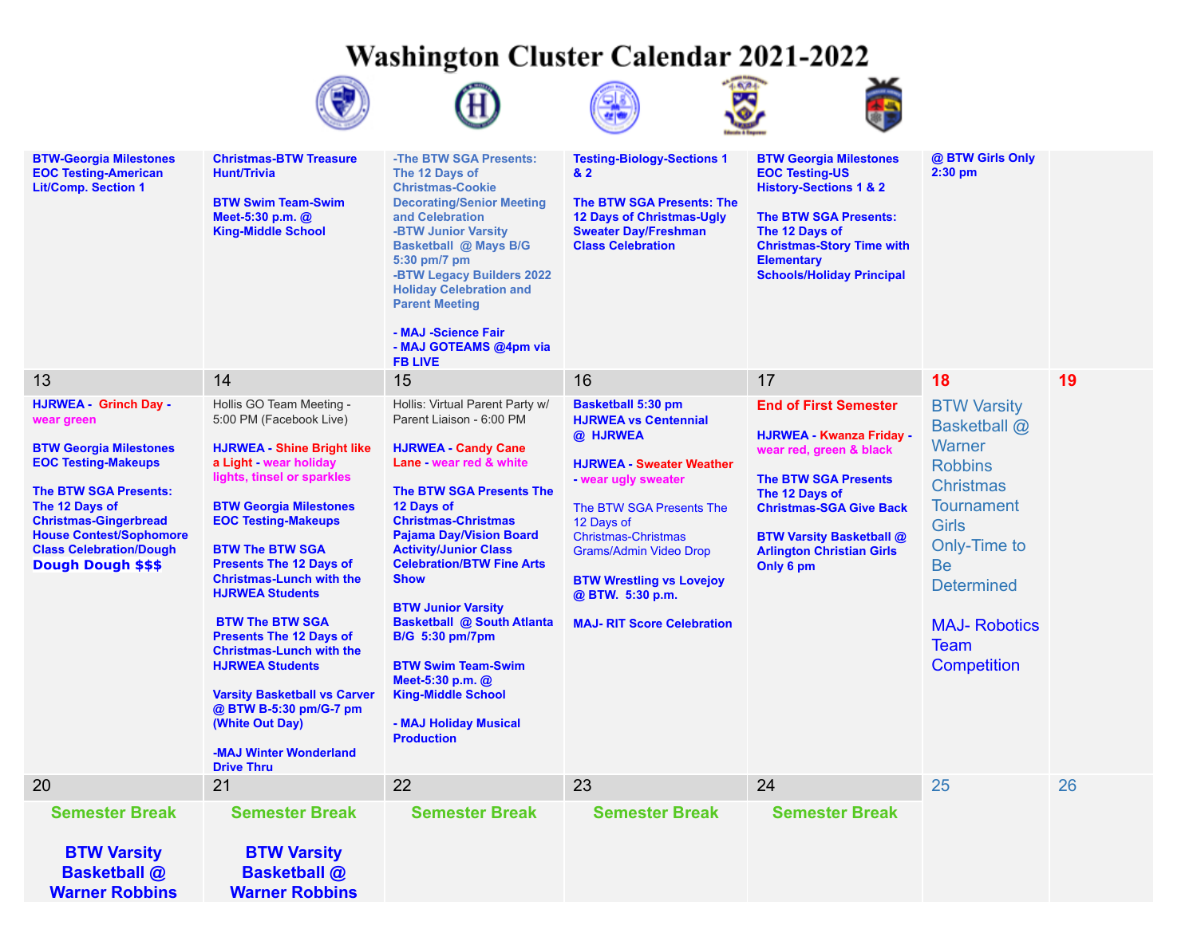# Washington Cluster Calendar 2021-2022

| | | | | | | |
|---|---|---|---|---|---|---|
| BTW-Georgia Milestones EOC Testing-American Lit/Comp. Section 1 | Christmas-BTW Treasure Hunt/Trivia<br><br>BTW Swim Team-Swim Meet-5:30 p.m. @ King-Middle School | -The BTW SGA Presents: The 12 Days of Christmas-Cookie Decorating/Senior Meeting and Celebration<br>-BTW Junior Varsity Basketball @ Mays B/G 5:30 pm/7 pm<br>-BTW Legacy Builders 2022 Holiday Celebration and Parent Meeting<br><br>- MAJ -Science Fair<br>- MAJ GOTEAMS @4pm via FB LIVE | Testing-Biology-Sections 1 & 2<br><br>The BTW SGA Presents: The 12 Days of Christmas-Ugly Sweater Day/Freshman Class Celebration | BTW Georgia Milestones EOC Testing-US History-Sections 1 & 2<br><br>The BTW SGA Presents: The 12 Days of Christmas-Story Time with Elementary Schools/Holiday Principal | @ BTW Girls Only 2:30 pm | |
| 13 | 14 | 15 | 16 | 17 | 18 | 19 |
| HJRWEA - Grinch Day - wear green<br><br>BTW Georgia Milestones EOC Testing-Makeups<br><br>The BTW SGA Presents: The 12 Days of Christmas-Gingerbread House Contest/Sophomore Class Celebration/Dough Dough Dough $$$ | Hollis GO Team Meeting - 5:00 PM (Facebook Live)<br><br>HJRWEA - Shine Bright like a Light - wear holiday lights, tinsel or sparkles<br><br>BTW Georgia Milestones EOC Testing-Makeups<br><br>BTW The BTW SGA Presents The 12 Days of Christmas-Lunch with the HJRWEA Students<br><br>BTW The BTW SGA Presents The 12 Days of Christmas-Lunch with the HJRWEA Students<br><br>Varsity Basketball vs Carver @ BTW B-5:30 pm/G-7 pm (White Out Day)<br><br>-MAJ Winter Wonderland Drive Thru | Hollis: Virtual Parent Party w/ Parent Liaison - 6:00 PM<br><br>HJRWEA - Candy Cane Lane - wear red & white<br><br>The BTW SGA Presents The 12 Days of Christmas-Christmas Pajama Day/Vision Board Activity/Junior Class Celebration/BTW Fine Arts Show<br><br>BTW Junior Varsity Basketball @ South Atlanta B/G 5:30 pm/7pm<br><br>BTW Swim Team-Swim Meet-5:30 p.m. @ King-Middle School<br><br>- MAJ Holiday Musical Production | Basketball 5:30 pm HJRWEA vs Centennial @ HJRWEA<br><br>HJRWEA - Sweater Weather - wear ugly sweater<br><br>The BTW SGA Presents The 12 Days of Christmas-Christmas Grams/Admin Video Drop<br><br>BTW Wrestling vs Lovejoy @ BTW. 5:30 p.m.<br><br>MAJ- RIT Score Celebration | End of First Semester<br><br>HJRWEA - Kwanza Friday - wear red, green & black<br><br>The BTW SGA Presents The 12 Days of Christmas-SGA Give Back<br><br>BTW Varsity Basketball @ Arlington Christian Girls Only 6 pm | BTW Varsity Basketball @ Warner Robbins Christmas Tournament Girls Only-Time to Be Determined<br><br>MAJ- Robotics Team Competition | |
| 20 | 21 | 22 | 23 | 24 | 25 | 26 |
| Semester Break<br><br>BTW Varsity Basketball @ Warner Robbins | Semester Break<br><br>BTW Varsity Basketball @ Warner Robbins | Semester Break | Semester Break | Semester Break | | |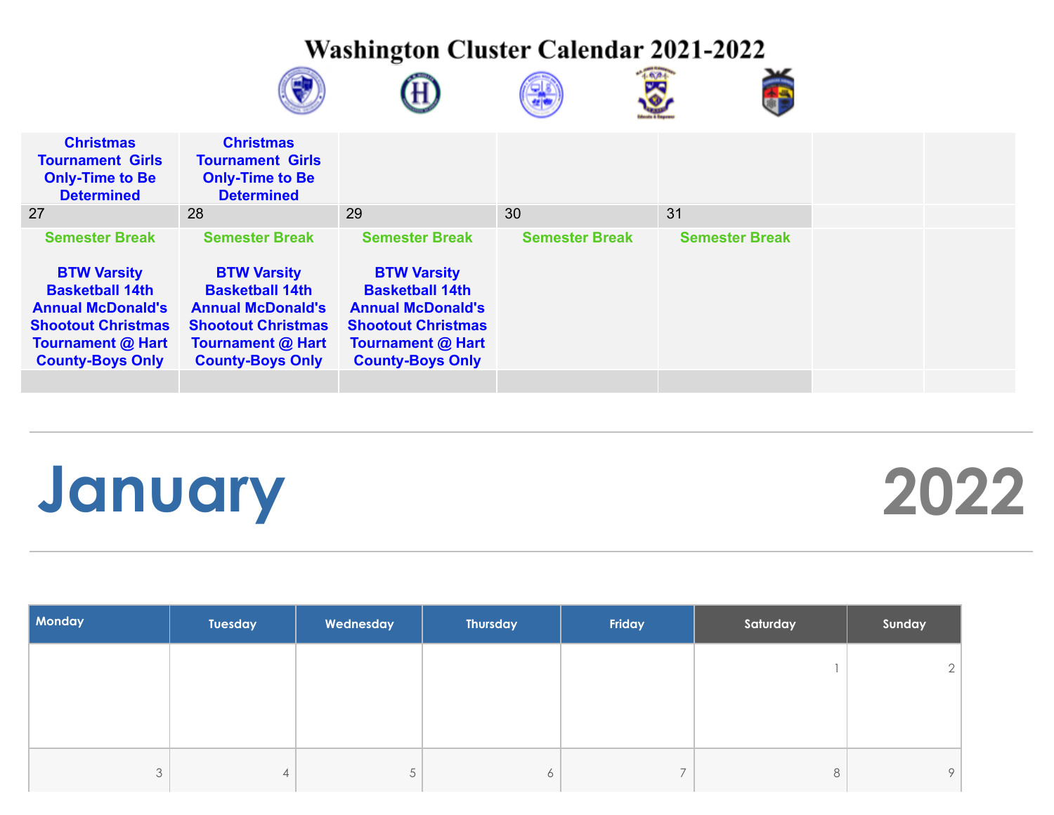# Washington Cluster Calendar 2021-2022

| | | | | | | |
|---|---|---|---|---|---|---|
| Christmas Tournament Girls Only-Time to Be Determined | Christmas Tournament Girls Only-Time to Be Determined | | | | | |
| 27 | 28 | 29 | 30 | 31 | | |
| Semester Break<br><br>BTW Varsity Basketball 14th Annual McDonald's Shootout Christmas Tournament @ Hart County-Boys Only | Semester Break<br><br>BTW Varsity Basketball 14th Annual McDonald's Shootout Christmas Tournament @ Hart County-Boys Only | Semester Break<br><br>BTW Varsity Basketball 14th Annual McDonald's Shootout Christmas Tournament @ Hart County-Boys Only | Semester Break | Semester Break | | |

# January 2022

| Monday | Tuesday | Wednesday | Thursday | Friday | Saturday | Sunday |
|---|---|---|---|---|---|---|
| | | | | | 1 | 2 |
| 3 | 4 | 5 | 6 | 7 | 8 | 9 |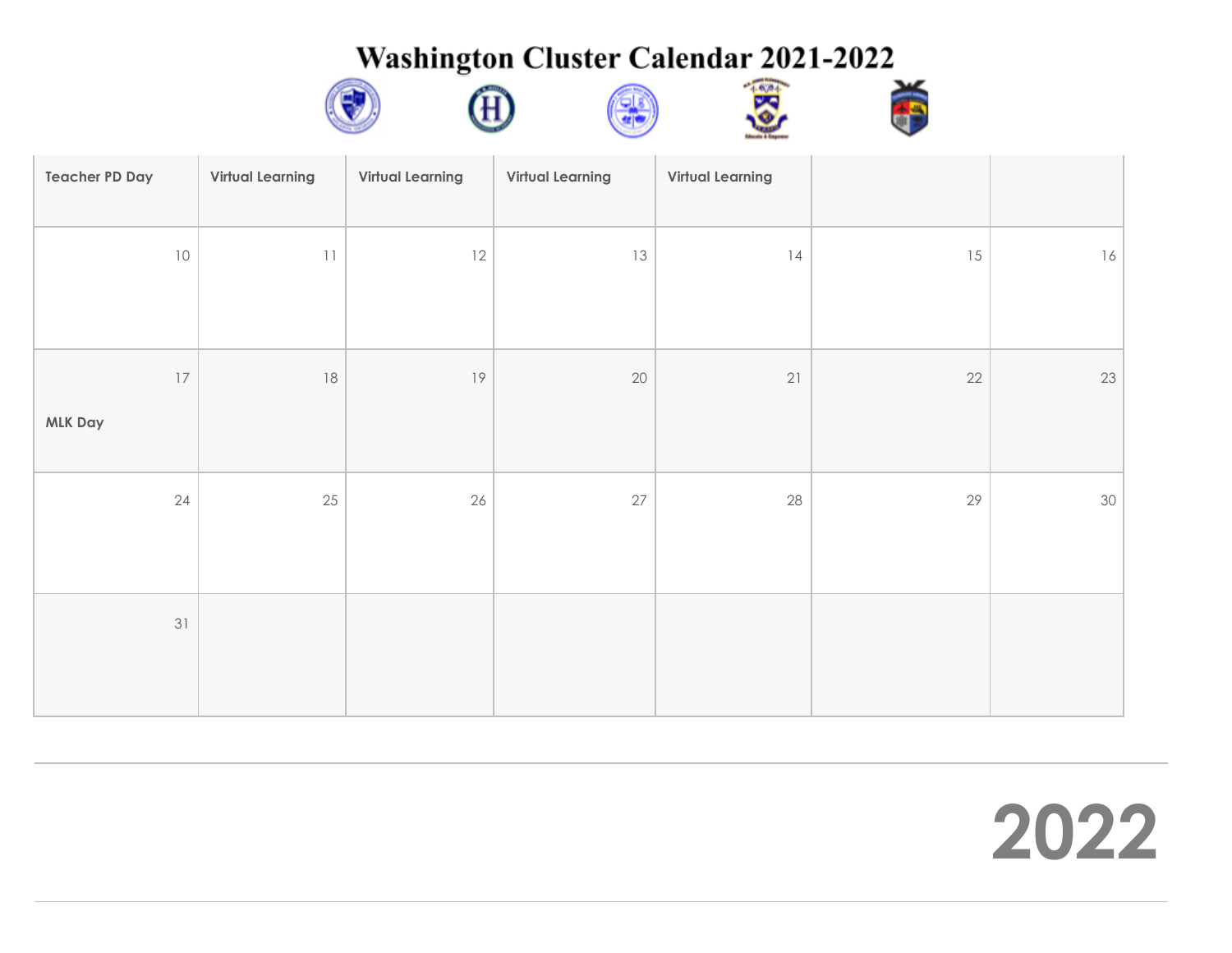# Washington Cluster Calendar 2021-2022

| | | | | | | |
|---|---|---|---|---|---|---|
| **Teacher PD Day** | **Virtual Learning** | **Virtual Learning** | **Virtual Learning** | **Virtual Learning** | | |
| 10 | 11 | 12 | 13 | 14 | 15 | 16 |
| 17 **MLK Day** | 18 | 19 | 20 | 21 | 22 | 23 |
| 24 | 25 | 26 | 27 | 28 | 29 | 30 |
| 31 | | | | | | |

**2022**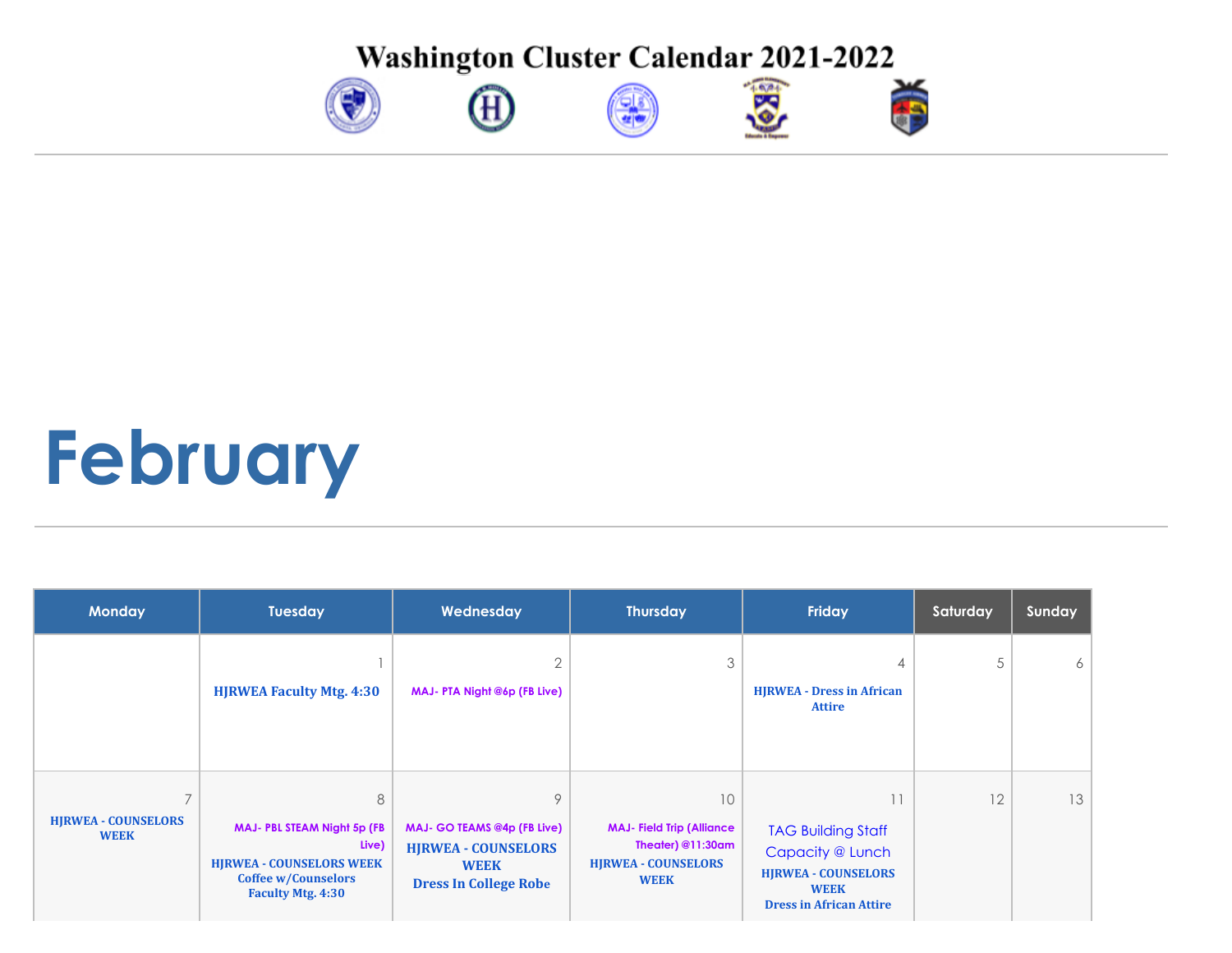# Washington Cluster Calendar 2021-2022

# February

| Monday | Tuesday | Wednesday | Thursday | Friday | Saturday | Sunday |
|---|---|---|---|---|---|---|
| | 1<br>HJRWEA Faculty Mtg. 4:30 | 2<br>MAJ- PTA Night @6p (FB Live) | 3 | 4<br>HJRWEA - Dress in African Attire | 5 | 6 |
| 7<br>HJRWEA - COUNSELORS WEEK | 8<br>MAJ- PBL STEAM Night 5p (FB Live)<br>HJRWEA - COUNSELORS WEEK<br>Coffee w/Counselors<br>Faculty Mtg. 4:30 | 9<br>MAJ- GO TEAMS @4p (FB Live)<br>HJRWEA - COUNSELORS WEEK<br>Dress In College Robe | 10<br>MAJ- Field Trip (Alliance Theater) @11:30am<br>HJRWEA - COUNSELORS WEEK | 11<br>TAG Building Staff Capacity @ Lunch<br>HJRWEA - COUNSELORS WEEK<br>Dress in African Attire | 12 | 13 |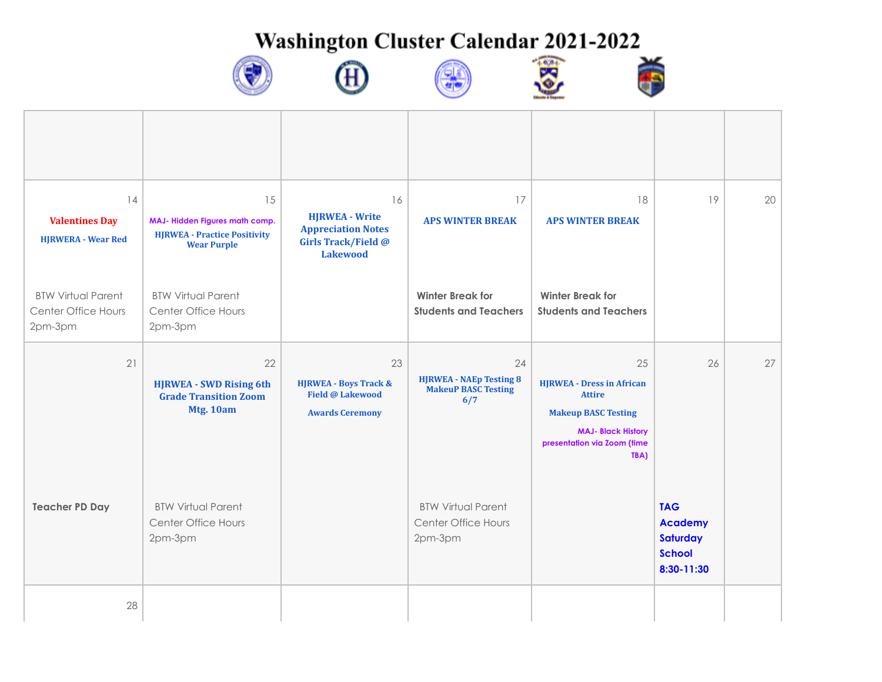# Washington Cluster Calendar 2021-2022

| | | | | | | |
|---|---|---|---|---|---|---|
| | | | | | | |
| 14<br>**Valentines Day**<br>**HJRWERA - Wear Red**<br><br>BTW Virtual Parent Center Office Hours 2pm-3pm | 15<br>**MAJ- Hidden Figures math comp.**<br>**HJRWEA - Practice Positivity Wear Purple**<br><br>BTW Virtual Parent Center Office Hours 2pm-3pm | 16<br>**HJRWEA - Write Appreciation Notes Girls Track/Field @ Lakewood** | 17<br>**APS WINTER BREAK**<br><br>**Winter Break for Students and Teachers** | 18<br>**APS WINTER BREAK**<br><br>**Winter Break for Students and Teachers** | 19 | 20 |
| 21<br><br>**Teacher PD Day** | 22<br>**HJRWEA - SWD Rising 6th Grade Transition Zoom Mtg. 10am**<br><br>BTW Virtual Parent Center Office Hours 2pm-3pm | 23<br>**HJRWEA - Boys Track & Field @ Lakewood**<br>**Awards Ceremony** | 24<br>**HJRWEA - NAEp Testing 8 MakeuP BASC Testing 6/7**<br><br>BTW Virtual Parent Center Office Hours 2pm-3pm | 25<br>**HJRWEA - Dress in African Attire**<br>**Makeup BASC Testing**<br>**MAJ- Black History presentation via Zoom (time TBA)** | 26<br><br>**TAG Academy Saturday School 8:30-11:30** | 27 |
| 28 | | | | | | |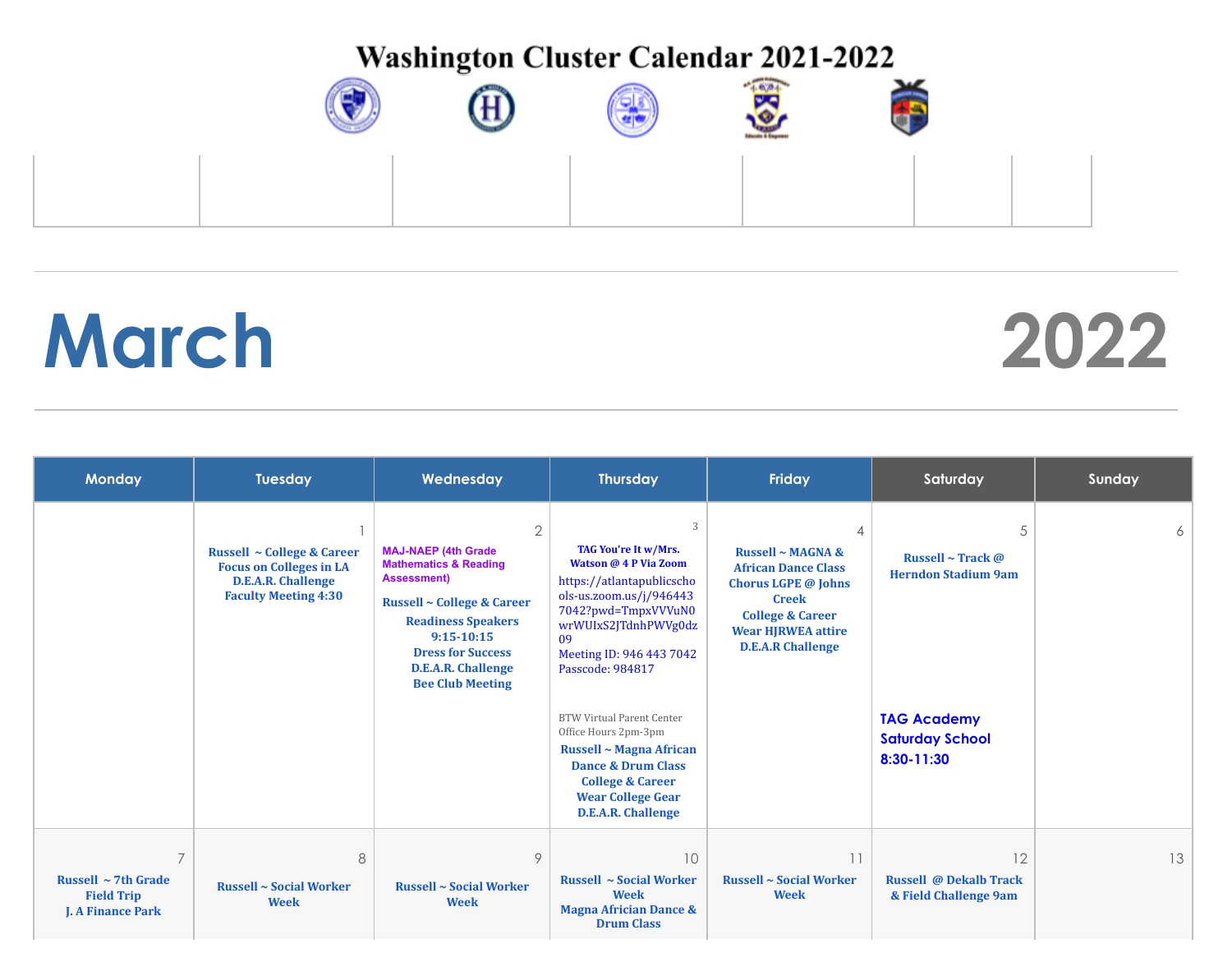# Washington Cluster Calendar 2021-2022

# March 2022

| Monday | Tuesday | Wednesday | Thursday | Friday | Saturday | Sunday |
|---|---|---|---|---|---|---|
| | 1<br>Russell ~ College & Career Focus on Colleges in LA<br>D.E.A.R. Challenge<br>Faculty Meeting 4:30 | 2<br>MAJ-NAEP (4th Grade Mathematics & Reading Assessment)<br>Russell ~ College & Career Readiness Speakers 9:15-10:15<br>Dress for Success<br>D.E.A.R. Challenge<br>Bee Club Meeting | 3<br>TAG You're It w/Mrs. Watson @ 4 P Via Zoom<br>https://atlantapublicschools-us.zoom.us/j/9464437042?pwd=TmpxVVVuN0wrWUIxS2JTdnhPWVg0dz09<br>Meeting ID: 946 443 7042<br>Passcode: 984817<br>BTW Virtual Parent Center Office Hours 2pm-3pm<br>Russell ~ Magna African Dance & Drum Class<br>College & Career<br>Wear College Gear<br>D.E.A.R. Challenge | 4<br>Russell ~ MAGNA & African Dance Class<br>Chorus LGPE @ Johns Creek<br>College & Career<br>Wear HJRWEA attire<br>D.E.A.R Challenge | 5<br>Russell ~ Track @ Herndon Stadium 9am<br>TAG Academy Saturday School 8:30-11:30 | 6 |
| 7<br>Russell ~ 7th Grade Field Trip<br>J. A Finance Park | 8<br>Russell ~ Social Worker Week | 9<br>Russell ~ Social Worker Week | 10<br>Russell ~ Social Worker Week<br>Magna Africian Dance & Drum Class | 11<br>Russell ~ Social Worker Week | 12<br>Russell @ Dekalb Track & Field Challenge 9am | 13 |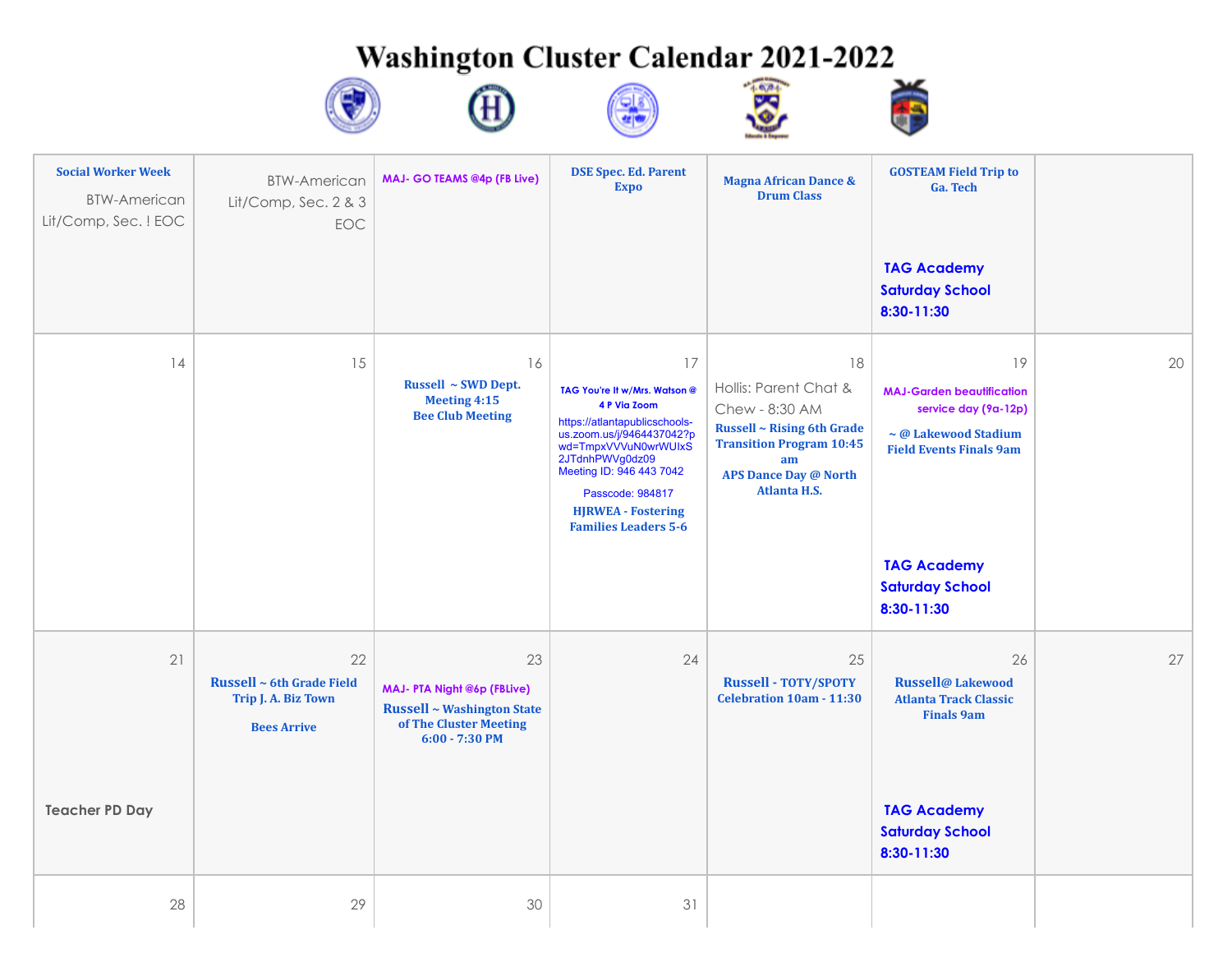# Washington Cluster Calendar 2021-2022

| | | | | | | |
|---|---|---|---|---|---|---|
| **Social Worker Week** BTW-American Lit/Comp, Sec. ! EOC | BTW-American Lit/Comp, Sec. 2 & 3 EOC | **MAJ- GO TEAMS @4p (FB Live)** | **DSE Spec. Ed. Parent Expo** | **Magna African Dance & Drum Class** | **GOSTEAM Field Trip to Ga. Tech** **TAG Academy Saturday School 8:30-11:30** | |
| 14 | 15 | 16 **Russell ~ SWD Dept. Meeting 4:15** **Bee Club Meeting** | 17 **TAG You're It w/Mrs. Watson @ 4 P Via Zoom** https://atlantapublicschools-us.zoom.us/j/9464437042?pwd=TmpxVVVuN0wrWUIxS2JTdnhPWVg0dz09 Meeting ID: 946 443 7042 Passcode: 984817 **HJRWEA - Fostering Families Leaders 5-6** | 18 Hollis: Parent Chat & Chew - 8:30 AM **Russell ~ Rising 6th Grade Transition Program 10:45 am** **APS Dance Day @ North Atlanta H.S.** | 19 **MAJ-Garden beautification service day (9a-12p)** **~ @ Lakewood Stadium Field Events Finals 9am** **TAG Academy Saturday School 8:30-11:30** | 20 |
| 21 **Teacher PD Day** | 22 **Russell ~ 6th Grade Field Trip J. A. Biz Town** **Bees Arrive** | 23 **MAJ- PTA Night @6p (FBLive)** **Russell ~ Washington State of The Cluster Meeting 6:00 - 7:30 PM** | 24 | 25 **Russell - TOTY/SPOTY Celebration 10am - 11:30** | 26 **Russell@ Lakewood Atlanta Track Classic Finals 9am** **TAG Academy Saturday School 8:30-11:30** | 27 |
| 28 | 29 | 30 | 31 | | | |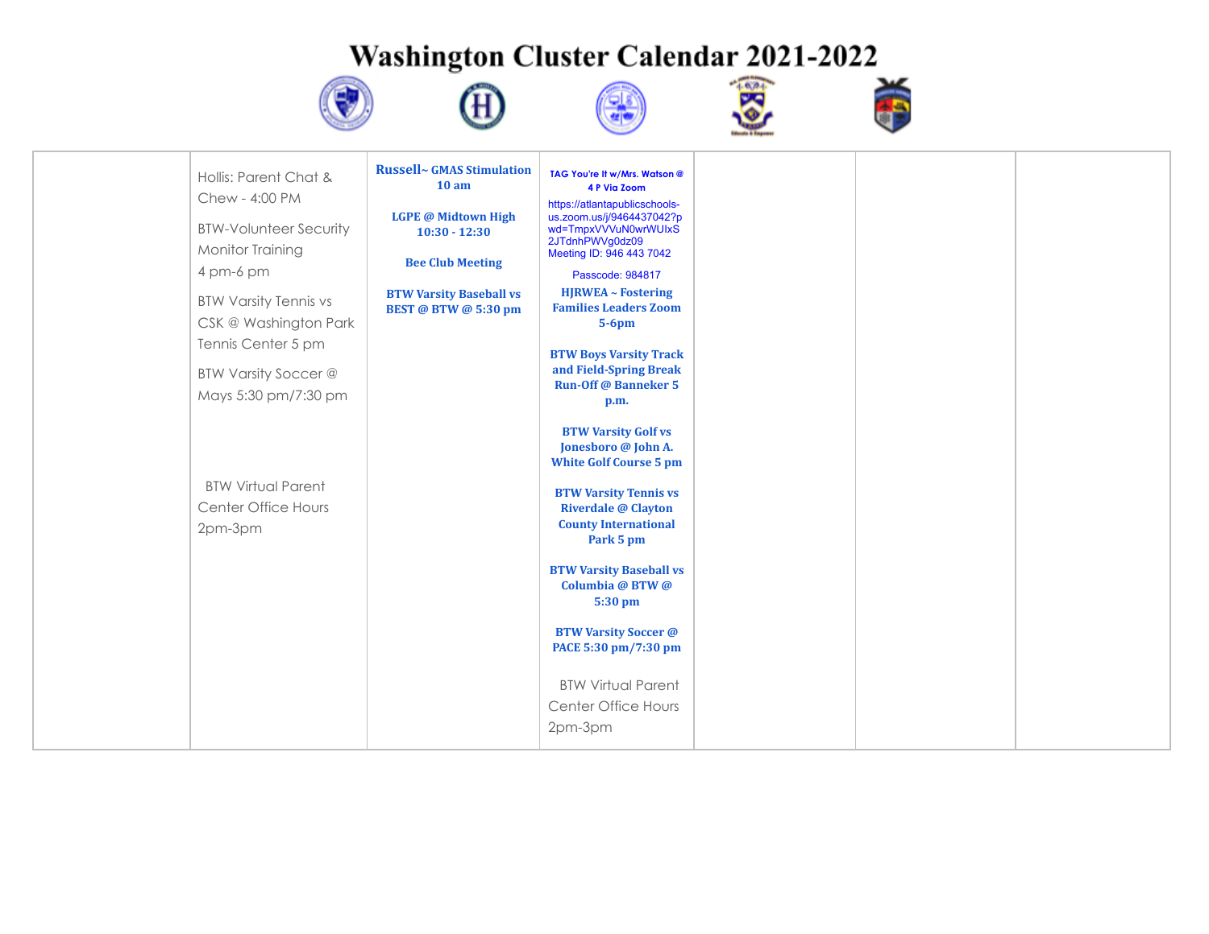# Washington Cluster Calendar 2021-2022

| | | | | | | |
|---|---|---|---|---|---|---|
| | Hollis: Parent Chat & Chew - 4:00 PM<br><br>BTW-Volunteer Security Monitor Training<br>4 pm-6 pm<br><br>BTW Varsity Tennis vs CSK @ Washington Park Tennis Center 5 pm<br><br>BTW Varsity Soccer @ Mays 5:30 pm/7:30 pm<br><br>BTW Virtual Parent Center Office Hours 2pm-3pm | **Russell~ GMAS Stimulation 10 am**<br><br>**LGPE @ Midtown High 10:30 - 12:30**<br><br>**Bee Club Meeting**<br><br>**BTW Varsity Baseball vs BEST @ BTW @ 5:30 pm** | **TAG You're It w/Mrs. Watson @ 4 P Via Zoom**<br>https://atlantapublicschools-us.zoom.us/j/9464437042?pwd=TmpxVVVuN0wrWUlxS2JTdnhPWVg0dz09<br>Meeting ID: 946 443 7042<br>Passcode: 984817<br><br>**HJRWEA ~ Fostering Families Leaders Zoom 5-6pm**<br><br>**BTW Boys Varsity Track and Field-Spring Break Run-Off @ Banneker 5 p.m.**<br><br>**BTW Varsity Golf vs Jonesboro @ John A. White Golf Course 5 pm**<br><br>**BTW Varsity Tennis vs Riverdale @ Clayton County International Park 5 pm**<br><br>**BTW Varsity Baseball vs Columbia @ BTW @ 5:30 pm**<br><br>**BTW Varsity Soccer @ PACE 5:30 pm/7:30 pm**<br><br>BTW Virtual Parent Center Office Hours 2pm-3pm | | | |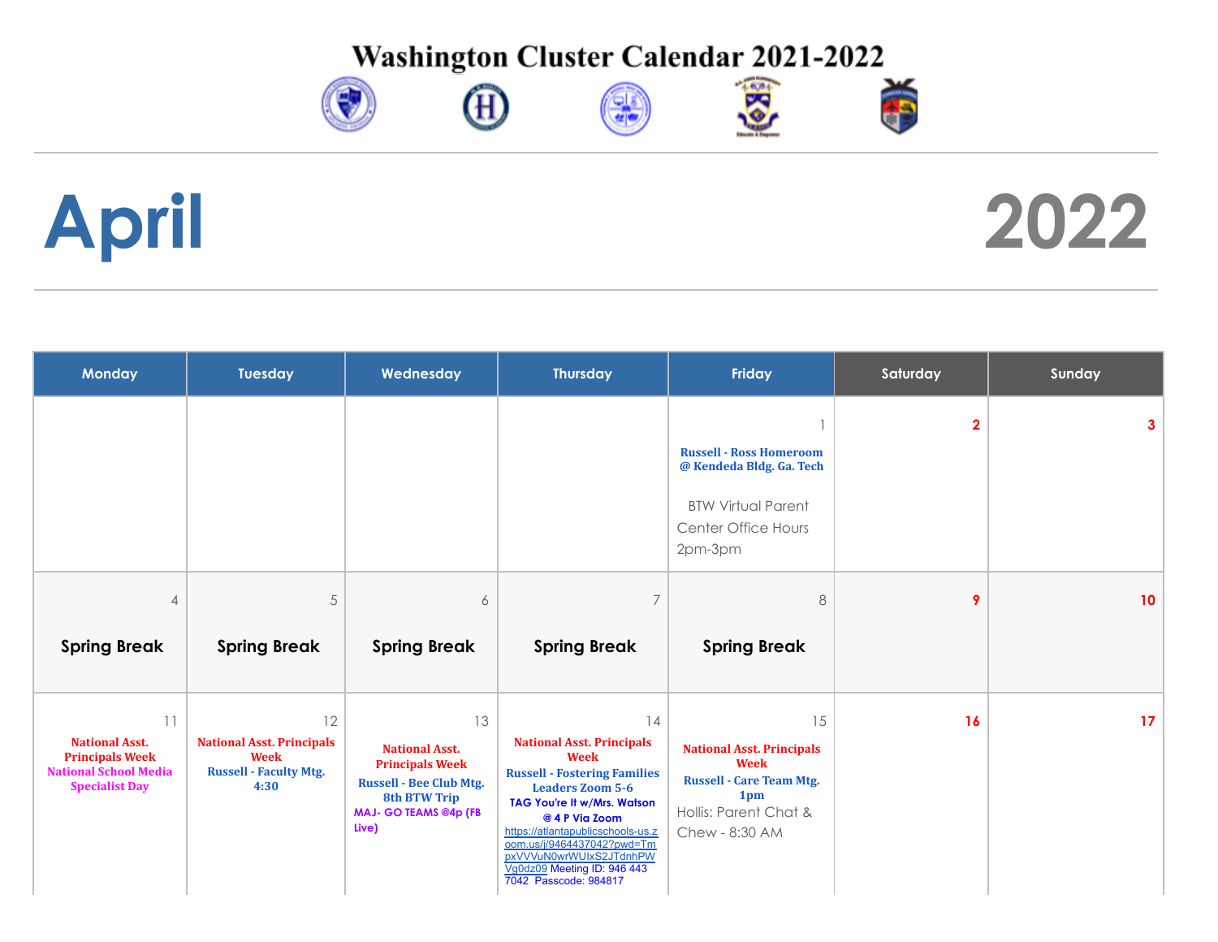# Washington Cluster Calendar 2021-2022

# April 2022

| Monday | Tuesday | Wednesday | Thursday | Friday | Saturday | Sunday |
|---|---|---|---|---|---|---|
| | | | | 1<br>**Russell - Ross Homeroom @ Kendeda Bldg. Ga. Tech**<br><br>BTW Virtual Parent Center Office Hours 2pm-3pm | 2 | 3 |
| 4<br>**Spring Break** | 5<br>**Spring Break** | 6<br>**Spring Break** | 7<br>**Spring Break** | 8<br>**Spring Break** | 9 | 10 |
| 11<br>**National Asst. Principals Week**<br>**National School Media Specialist Day** | 12<br>**National Asst. Principals Week**<br>**Russell - Faculty Mtg. 4:30** | 13<br>**National Asst. Principals Week**<br>**Russell - Bee Club Mtg.**<br>**8th BTW Trip**<br>**MAJ- GO TEAMS @4p (FB Live)** | 14<br>**National Asst. Principals Week**<br>**Russell - Fostering Families Leaders Zoom 5-6**<br>**TAG You're It w/Mrs. Watson @ 4 P Via Zoom**<br>https://atlantapublicschools-us.zoom.us/j/9464437042?pwd=TmpxVVVuN0wrWUlxS2JTdnhPWVg0dz09 Meeting ID: 946 443 7042 Passcode: 984817 | 15<br>**National Asst. Principals Week**<br>**Russell - Care Team Mtg. 1pm**<br>Hollis: Parent Chat & Chew - 8:30 AM | 16 | 17 |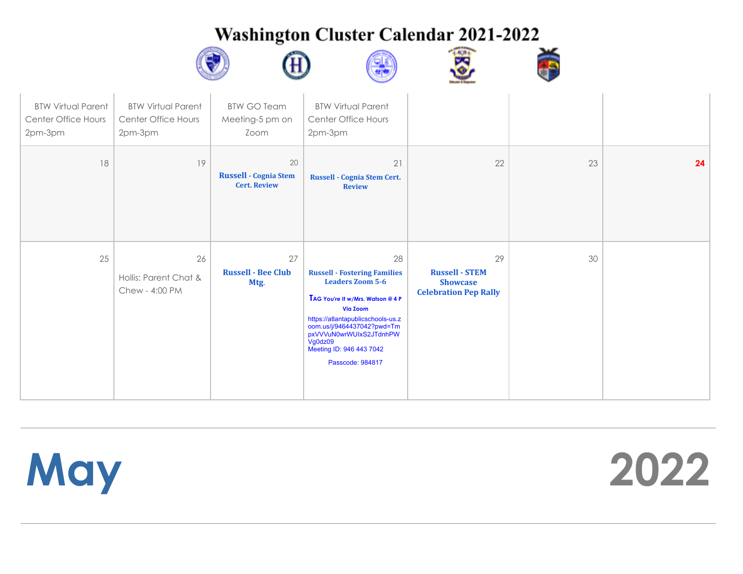# Washington Cluster Calendar 2021-2022

| | | | | | | |
|---|---|---|---|---|---|---|
| BTW Virtual Parent Center Office Hours 2pm-3pm | BTW Virtual Parent Center Office Hours 2pm-3pm | BTW GO Team Meeting-5 pm on Zoom | BTW Virtual Parent Center Office Hours 2pm-3pm | | | |
| 18 | 19 | 20 **Russell - Cognia Stem Cert. Review** | 21 **Russell - Cognia Stem Cert. Review** | 22 | 23 | 24 |
| 25 | 26 Hollis: Parent Chat & Chew - 4:00 PM | 27 **Russell - Bee Club Mtg.** | 28 **Russell - Fostering Families Leaders Zoom 5-6** **TAG You're It w/Mrs. Watson @ 4 P Via Zoom** https://atlantapublicschools-us.zoom.us/j/9464437042?pwd=TmpxVVVuN0wrWUlxS2JTdnhPWVg0dz09 Meeting ID: 946 443 7042 Passcode: 984817 | 29 **Russell - STEM Showcase Celebration Pep Rally** | 30 | |

# May 2022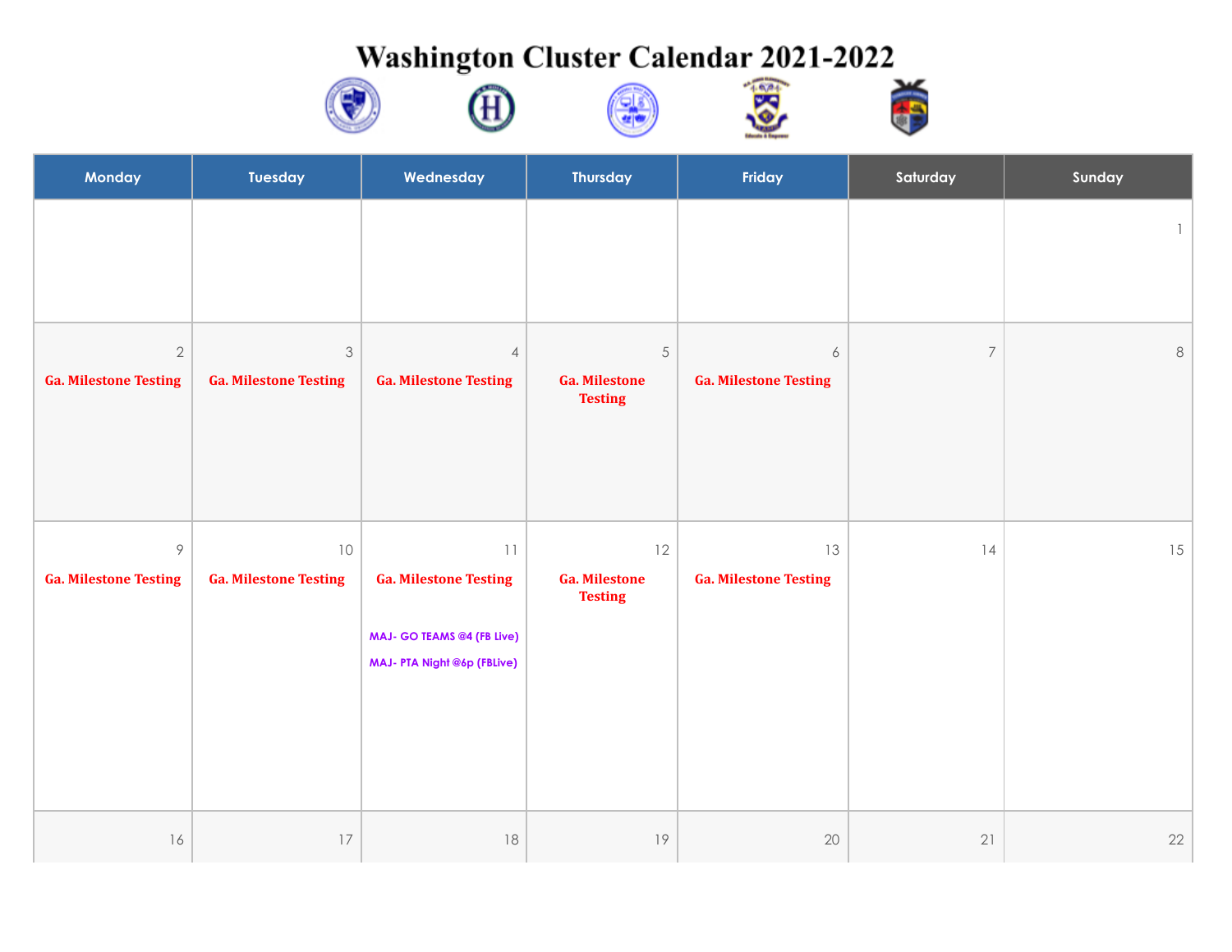# Washington Cluster Calendar 2021-2022

| Monday | Tuesday | Wednesday | Thursday | Friday | Saturday | Sunday |
|---|---|---|---|---|---|---|
| | | | | | | 1 |
| 2 Ga. Milestone Testing | 3 Ga. Milestone Testing | 4 Ga. Milestone Testing | 5 Ga. Milestone Testing | 6 Ga. Milestone Testing | 7 | 8 |
| 9 Ga. Milestone Testing | 10 Ga. Milestone Testing | 11 Ga. Milestone Testing<br>MAJ- GO TEAMS @4 (FB Live)<br>MAJ- PTA Night @6p (FBLive) | 12 Ga. Milestone Testing | 13 Ga. Milestone Testing | 14 | 15 |
| 16 | 17 | 18 | 19 | 20 | 21 | 22 |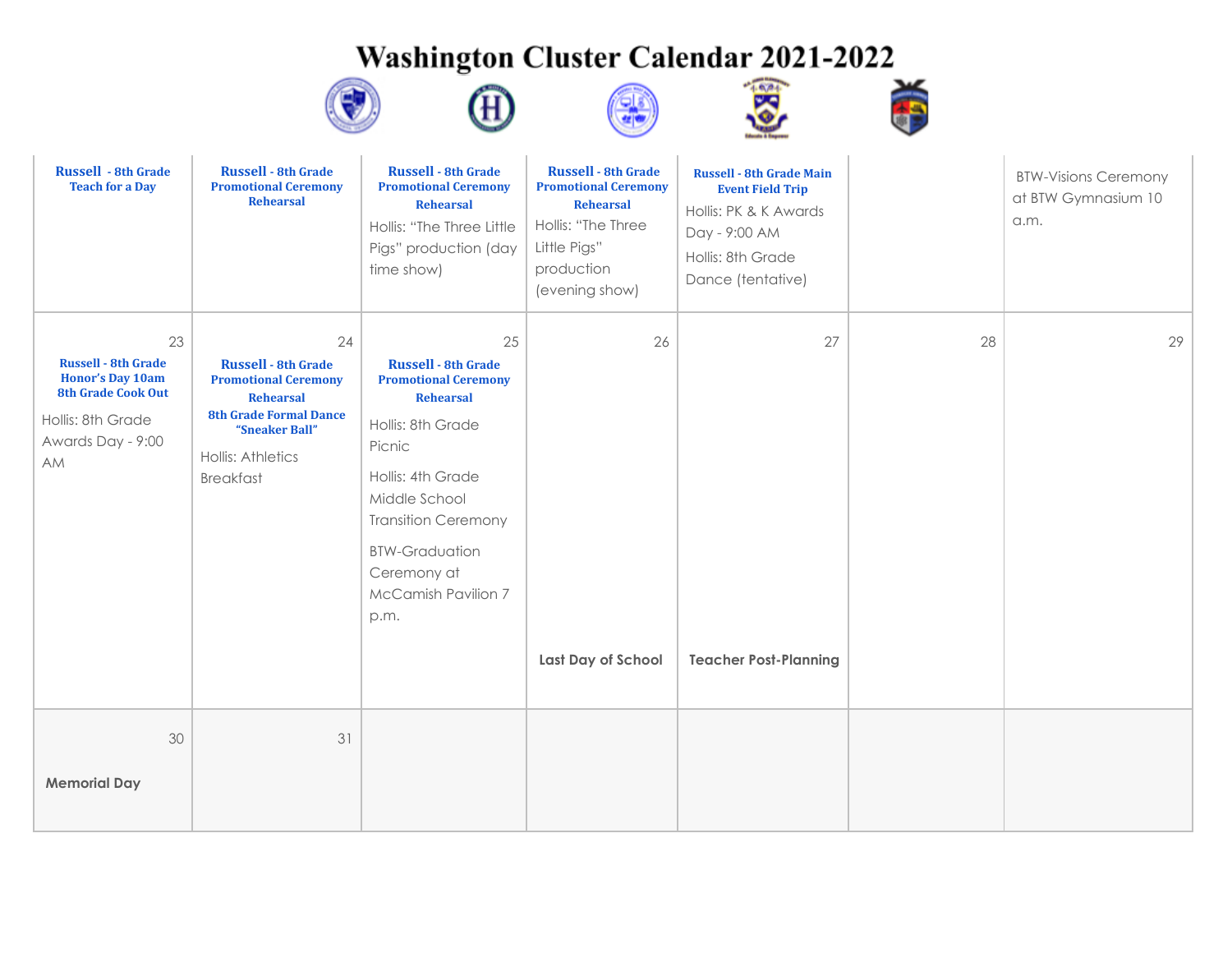# Washington Cluster Calendar 2021-2022

| | | | | | | |
|---|---|---|---|---|---|---|
| **Russell - 8th Grade Teach for a Day** | **Russell - 8th Grade Promotional Ceremony Rehearsal** | **Russell - 8th Grade Promotional Ceremony Rehearsal**<br>Hollis: "The Three Little Pigs" production (day time show) | **Russell - 8th Grade Promotional Ceremony Rehearsal**<br>Hollis: "The Three Little Pigs" production (evening show) | **Russell - 8th Grade Main Event Field Trip**<br>Hollis: PK & K Awards Day - 9:00 AM<br>Hollis: 8th Grade Dance (tentative) | | BTW-Visions Ceremony at BTW Gymnasium 10 a.m. |
| 23<br>**Russell - 8th Grade Honor's Day 10am**<br>**8th Grade Cook Out**<br>Hollis: 8th Grade Awards Day - 9:00 AM | 24<br>**Russell - 8th Grade Promotional Ceremony Rehearsal**<br>**8th Grade Formal Dance "Sneaker Ball"**<br>Hollis: Athletics Breakfast | 25<br>**Russell - 8th Grade Promotional Ceremony Rehearsal**<br>Hollis: 8th Grade Picnic<br>Hollis: 4th Grade Middle School Transition Ceremony<br>BTW-Graduation Ceremony at McCamish Pavilion 7 p.m. | 26<br>**Last Day of School** | 27<br>**Teacher Post-Planning** | 28 | 29 |
| 30<br>**Memorial Day** | 31 | | | | | |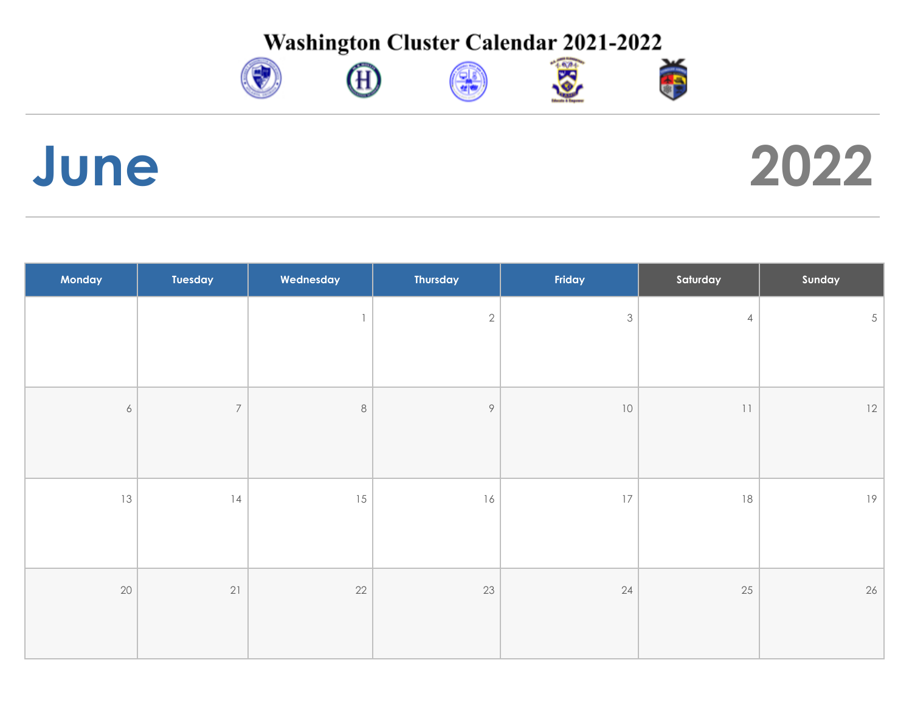# Washington Cluster Calendar 2021-2022

## June

## 2022

| Monday | Tuesday | Wednesday | Thursday | Friday | Saturday | Sunday |
|---|---|---|---|---|---|---|
| | | 1 | 2 | 3 | 4 | 5 |
| 6 | 7 | 8 | 9 | 10 | 11 | 12 |
| 13 | 14 | 15 | 16 | 17 | 18 | 19 |
| 20 | 21 | 22 | 23 | 24 | 25 | 26 |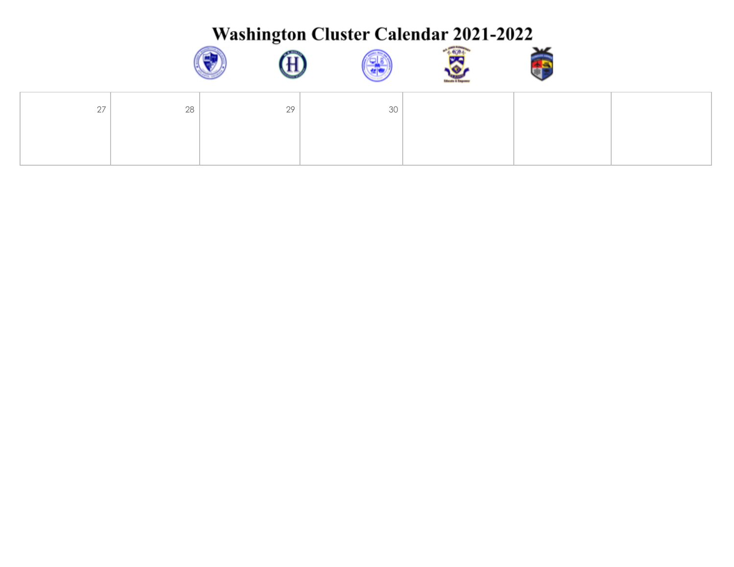# Washington Cluster Calendar 2021-2022

| | | | | | | |
|---|---|---|---|---|---|---|
| 27 | 28 | 29 | 30 | | | |